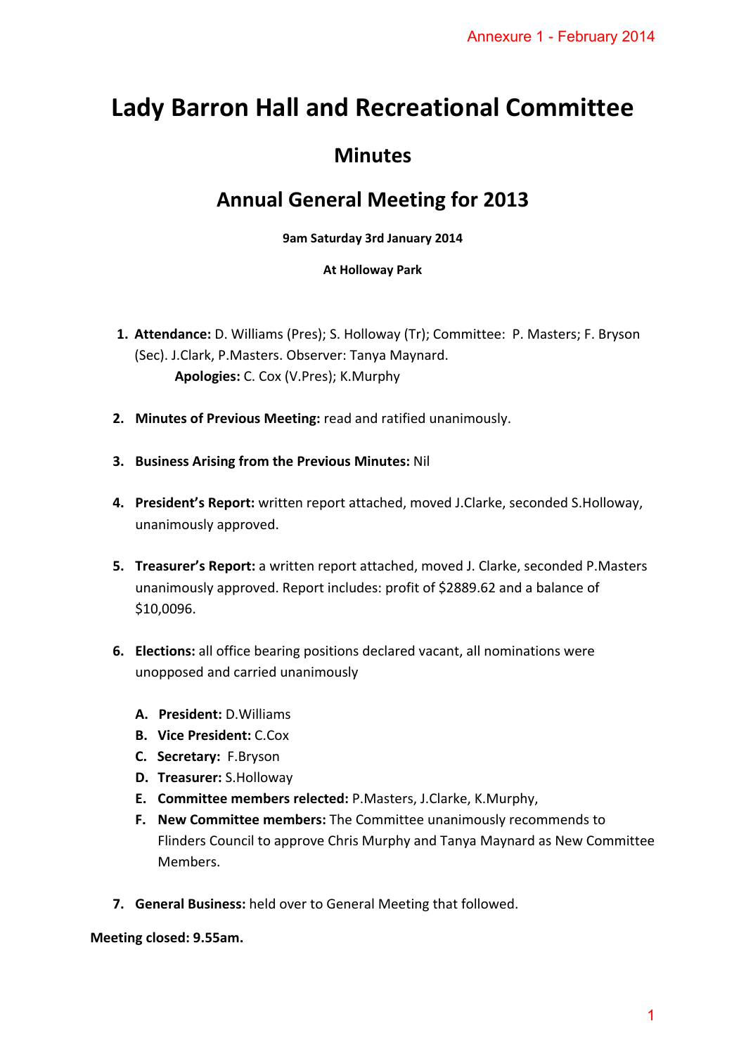Annexure 1 - February 2014

# Lady Barron Hall and Recreational Committee

## Minutes

## Annual General Meeting for 2013

**9am Saturday 3rd January 2014**

**At Holloway Park**

1. **Attendance:** D. Williams (Pres); S. Holloway (Tr); Committee: P. Masters; F. Bryson (Sec). J.Clark, P.Masters. Observer: Tanya Maynard.
   **Apologies:** C. Cox (V.Pres); K.Murphy

2. **Minutes of Previous Meeting:** read and ratified unanimously.

3. **Business Arising from the Previous Minutes:** Nil

4. **President's Report:** written report attached, moved J.Clarke, seconded S.Holloway, unanimously approved.

5. **Treasurer's Report:** a written report attached, moved J. Clarke, seconded P.Masters unanimously approved. Report includes: profit of $2889.62 and a balance of $10,0096.

6. **Elections:** all office bearing positions declared vacant, all nominations were unopposed and carried unanimously

   A. **President:** D.Williams
   B. **Vice President:** C.Cox
   C. **Secretary:** F.Bryson
   D. **Treasurer:** S.Holloway
   E. **Committee members relected:** P.Masters, J.Clarke, K.Murphy,
   F. **New Committee members:** The Committee unanimously recommends to Flinders Council to approve Chris Murphy and Tanya Maynard as New Committee Members.

7. **General Business:** held over to General Meeting that followed.

**Meeting closed: 9.55am.**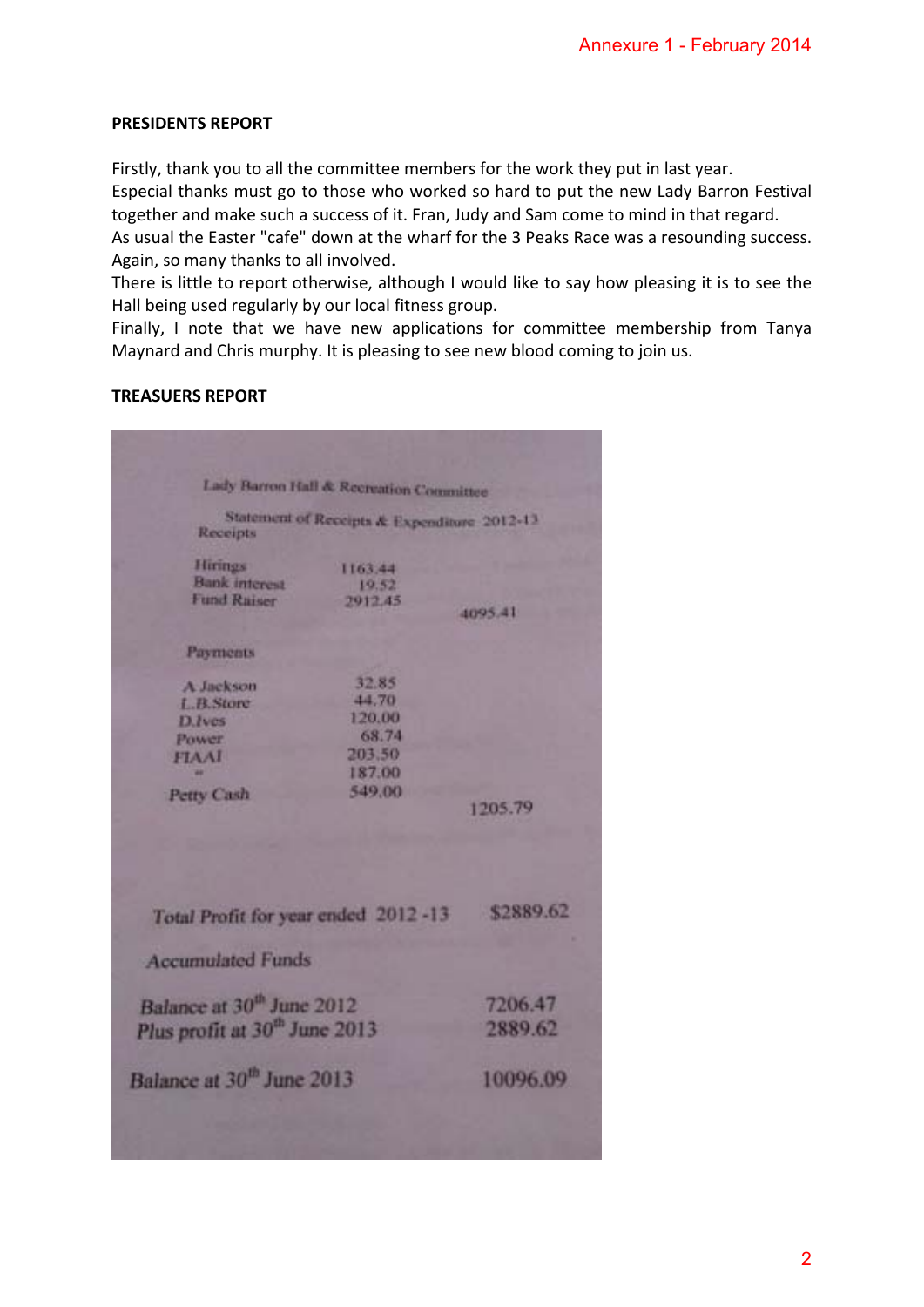Annexure 1 - February 2014

**PRESIDENTS REPORT**

Firstly, thank you to all the committee members for the work they put in last year.
Especial thanks must go to those who worked so hard to put the new Lady Barron Festival together and make such a success of it. Fran, Judy and Sam come to mind in that regard.
As usual the Easter "cafe" down at the wharf for the 3 Peaks Race was a resounding success. Again, so many thanks to all involved.
There is little to report otherwise, although I would like to say how pleasing it is to see the Hall being used regularly by our local fitness group.
Finally, I note that we have new applications for committee membership from Tanya Maynard and Chris murphy. It is pleasing to see new blood coming to join us.

**TREASUERS REPORT**

Lady Barron Hall & Recreation Committee

Statement of Receipts & Expenditure 2012-13

| | | |
|---|---|---|
| **Receipts** | | |
| Hirings | 1163.44 | |
| Bank interest | 19.52 | |
| Fund Raiser | 2912.45 | |
| | | 4095.41 |
| **Payments** | | |
| A Jackson | 32.85 | |
| L.B.Store | 44.70 | |
| D.Ives | 120.00 | |
| Power | 68.74 | |
| FIAAI | 203.50 | |
| " | 187.00 | |
| Petty Cash | 549.00 | |
| | | 1205.79 |
| Total Profit for year ended 2012 -13 | | $2889.62 |
| **Accumulated Funds** | | |
| Balance at 30th June 2012 | | 7206.47 |
| Plus profit at 30th June 2013 | | 2889.62 |
| Balance at 30th June 2013 | | 10096.09 |